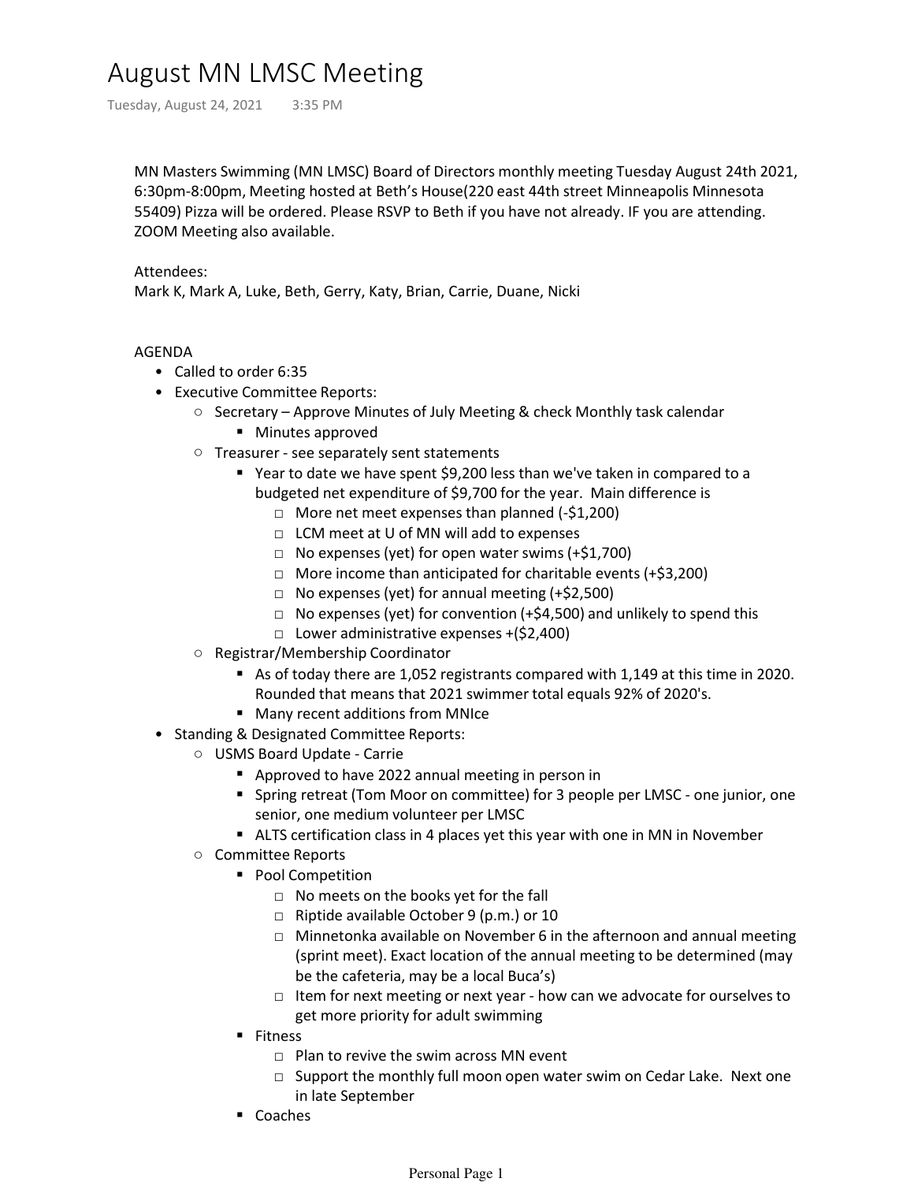# August MN LMSC Meeting

Tuesday, August 24, 2021 3:35 PM

MN Masters Swimming (MN LMSC) Board of Directors monthly meeting Tuesday August 24th 2021, 6:30pm-8:00pm, Meeting hosted at Beth's House(220 east 44th street Minneapolis Minnesota 55409) Pizza will be ordered. Please RSVP to Beth if you have not already. IF you are attending. ZOOM Meeting also available.

Attendees:
Mark K, Mark A, Luke, Beth, Gerry, Katy, Brian, Carrie, Duane, Nicki

AGENDA

- Called to order 6:35
- Executive Committee Reports:
  - Secretary – Approve Minutes of July Meeting & check Monthly task calendar
    - Minutes approved
  - Treasurer - see separately sent statements
    - Year to date we have spent $9,200 less than we've taken in compared to a budgeted net expenditure of $9,700 for the year. Main difference is
      - More net meet expenses than planned (-$1,200)
      - LCM meet at U of MN will add to expenses
      - No expenses (yet) for open water swims (+$1,700)
      - More income than anticipated for charitable events (+$3,200)
      - No expenses (yet) for annual meeting (+$2,500)
      - No expenses (yet) for convention (+$4,500) and unlikely to spend this
      - Lower administrative expenses +($2,400)
  - Registrar/Membership Coordinator
    - As of today there are 1,052 registrants compared with 1,149 at this time in 2020. Rounded that means that 2021 swimmer total equals 92% of 2020's.
    - Many recent additions from MNIce
- Standing & Designated Committee Reports:
  - USMS Board Update - Carrie
    - Approved to have 2022 annual meeting in person in
    - Spring retreat (Tom Moor on committee) for 3 people per LMSC - one junior, one senior, one medium volunteer per LMSC
    - ALTS certification class in 4 places yet this year with one in MN in November
  - Committee Reports
    - Pool Competition
      - No meets on the books yet for the fall
      - Riptide available October 9 (p.m.) or 10
      - Minnetonka available on November 6 in the afternoon and annual meeting (sprint meet). Exact location of the annual meeting to be determined (may be the cafeteria, may be a local Buca's)
      - Item for next meeting or next year - how can we advocate for ourselves to get more priority for adult swimming
    - Fitness
      - Plan to revive the swim across MN event
      - Support the monthly full moon open water swim on Cedar Lake. Next one in late September
    - Coaches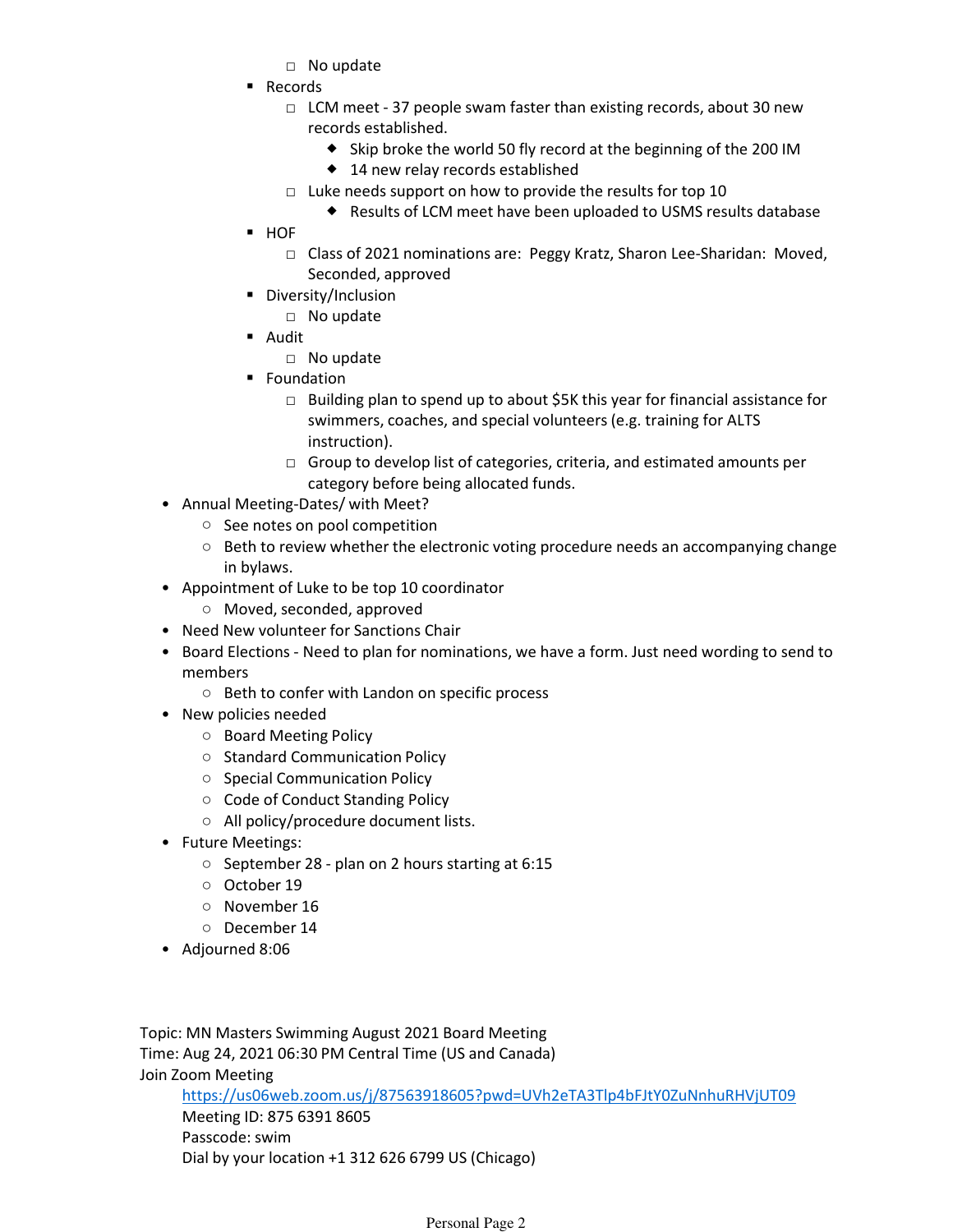- No update
        - Records
            - LCM meet - 37 people swam faster than existing records, about 30 new records established.
                - Skip broke the world 50 fly record at the beginning of the 200 IM
                - 14 new relay records established
            - Luke needs support on how to provide the results for top 10
                - Results of LCM meet have been uploaded to USMS results database
        - HOF
            - Class of 2021 nominations are: Peggy Kratz, Sharon Lee-Sharidan: Moved, Seconded, approved
        - Diversity/Inclusion
            - No update
        - Audit
            - No update
        - Foundation
            - Building plan to spend up to about $5K this year for financial assistance for swimmers, coaches, and special volunteers (e.g. training for ALTS instruction).
            - Group to develop list of categories, criteria, and estimated amounts per category before being allocated funds.
- Annual Meeting-Dates/ with Meet?
    - See notes on pool competition
    - Beth to review whether the electronic voting procedure needs an accompanying change in bylaws.
- Appointment of Luke to be top 10 coordinator
    - Moved, seconded, approved
- Need New volunteer for Sanctions Chair
- Board Elections - Need to plan for nominations, we have a form. Just need wording to send to members
    - Beth to confer with Landon on specific process
- New policies needed
    - Board Meeting Policy
    - Standard Communication Policy
    - Special Communication Policy
    - Code of Conduct Standing Policy
    - All policy/procedure document lists.
- Future Meetings:
    - September 28 - plan on 2 hours starting at 6:15
    - October 19
    - November 16
    - December 14
- Adjourned 8:06

Topic: MN Masters Swimming August 2021 Board Meeting
Time: Aug 24, 2021 06:30 PM Central Time (US and Canada)
Join Zoom Meeting

https://us06web.zoom.us/j/87563918605?pwd=UVh2eTA3Tlp4bFJtY0ZuNnhuRHVjUT09
Meeting ID: 875 6391 8605
Passcode: swim
Dial by your location +1 312 626 6799 US (Chicago)